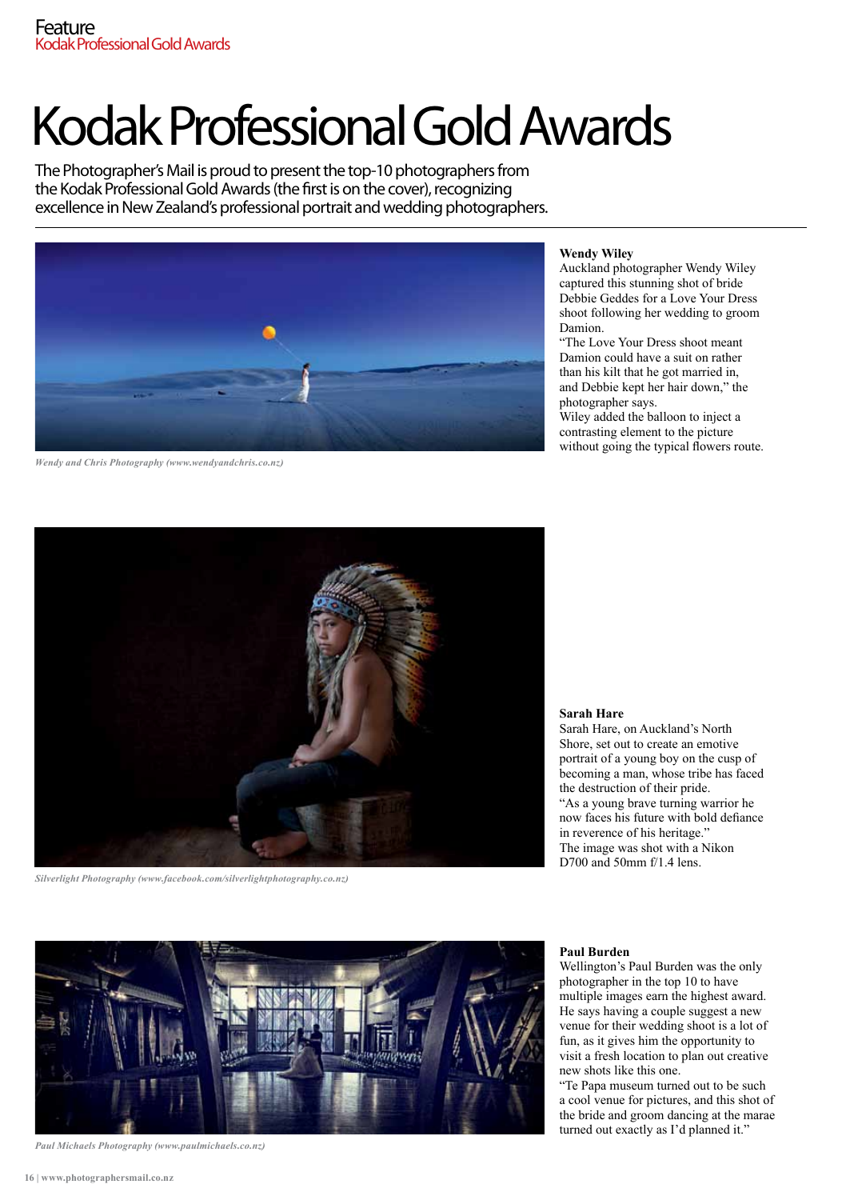# Kodak Professional Gold Awards

The Photographer's Mail is proud to present the top-10 photographers from the Kodak Professional Gold Awards (the first is on the cover), recognizing excellence in New Zealand's professional portrait and wedding photographers.

*Wendy and Chris Photography (www.wendyandchris.co.nz)*

**Wendy Wiley**

Auckland photographer Wendy Wiley captured this stunning shot of bride Debbie Geddes for a Love Your Dress shoot following her wedding to groom Damion.

"The Love Your Dress shoot meant Damion could have a suit on rather than his kilt that he got married in, and Debbie kept her hair down," the photographer says.

Wiley added the balloon to inject a contrasting element to the picture without going the typical flowers route.

*Silverlight Photography (www.facebook.com/silverlightphotography.co.nz)*

**Sarah Hare**

Sarah Hare, on Auckland's North Shore, set out to create an emotive portrait of a young boy on the cusp of becoming a man, whose tribe has faced the destruction of their pride.

"As a young brave turning warrior he now faces his future with bold defiance in reverence of his heritage."

The image was shot with a Nikon D700 and 50mm f/1.4 lens.

*Paul Michaels Photography (www.paulmichaels.co.nz)*

**Paul Burden**

Wellington's Paul Burden was the only photographer in the top 10 to have multiple images earn the highest award. He says having a couple suggest a new venue for their wedding shoot is a lot of fun, as it gives him the opportunity to visit a fresh location to plan out creative new shots like this one.

"Te Papa museum turned out to be such a cool venue for pictures, and this shot of the bride and groom dancing at the marae turned out exactly as I'd planned it."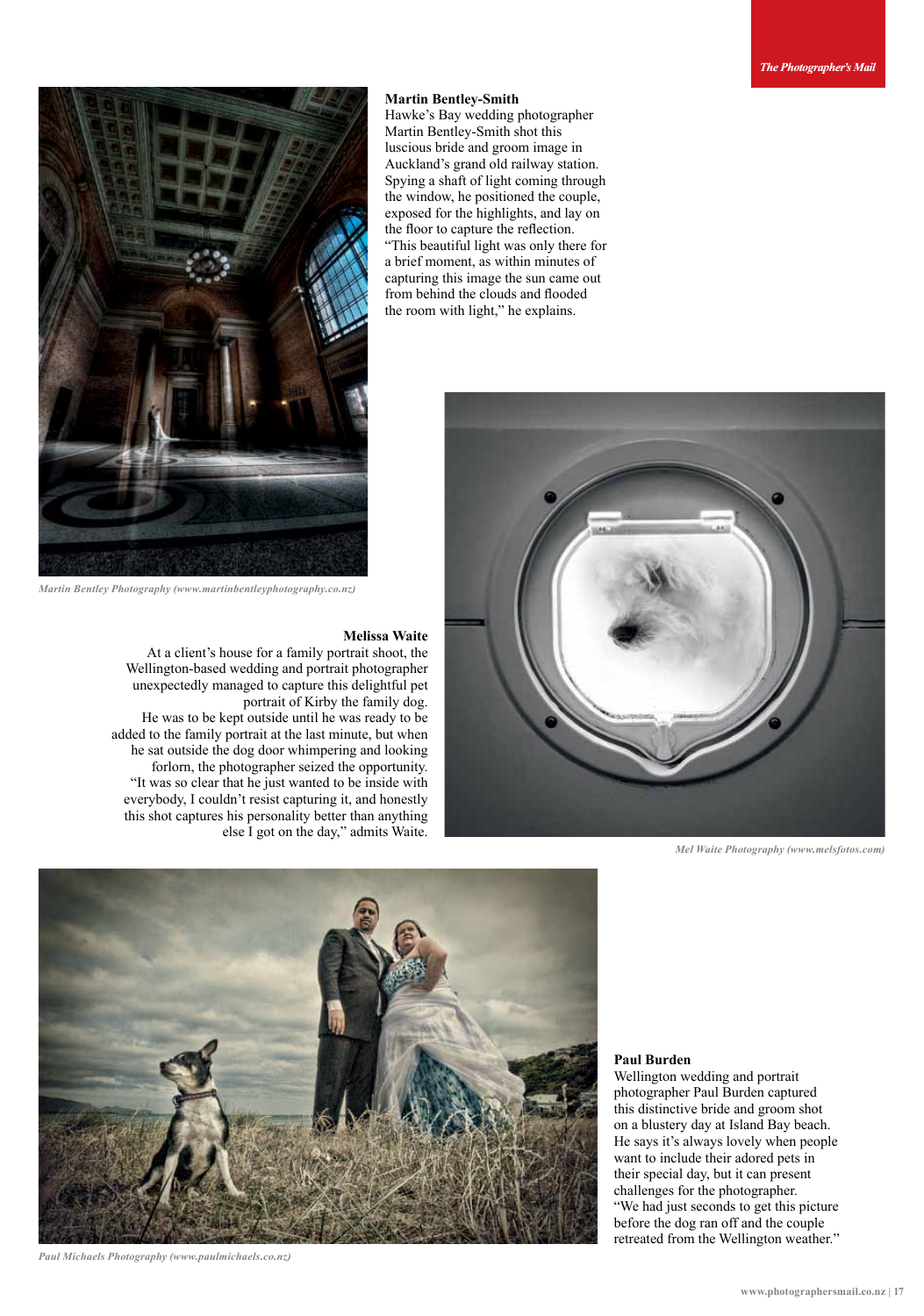### Martin Bentley-Smith

Hawke's Bay wedding photographer Martin Bentley-Smith shot this luscious bride and groom image in Auckland's grand old railway station. Spying a shaft of light coming through the window, he positioned the couple, exposed for the highlights, and lay on the floor to capture the reflection. "This beautiful light was only there for a brief moment, as within minutes of capturing this image the sun came out from behind the clouds and flooded the room with light," he explains.

*Martin Bentley Photography (www.martinbentleyphotography.co.nz)*

### Melissa Waite

At a client's house for a family portrait shoot, the Wellington-based wedding and portrait photographer unexpectedly managed to capture this delightful pet portrait of Kirby the family dog.

He was to be kept outside until he was ready to be added to the family portrait at the last minute, but when he sat outside the dog door whimpering and looking forlorn, the photographer seized the opportunity. "It was so clear that he just wanted to be inside with everybody, I couldn't resist capturing it, and honestly this shot captures his personality better than anything else I got on the day," admits Waite.

*Mel Waite Photography (www.melsfotos.com)*

### Paul Burden

Wellington wedding and portrait photographer Paul Burden captured this distinctive bride and groom shot on a blustery day at Island Bay beach. He says it's always lovely when people want to include their adored pets in their special day, but it can present challenges for the photographer. "We had just seconds to get this picture before the dog ran off and the couple retreated from the Wellington weather."

*Paul Michaels Photography (www.paulmichaels.co.nz)*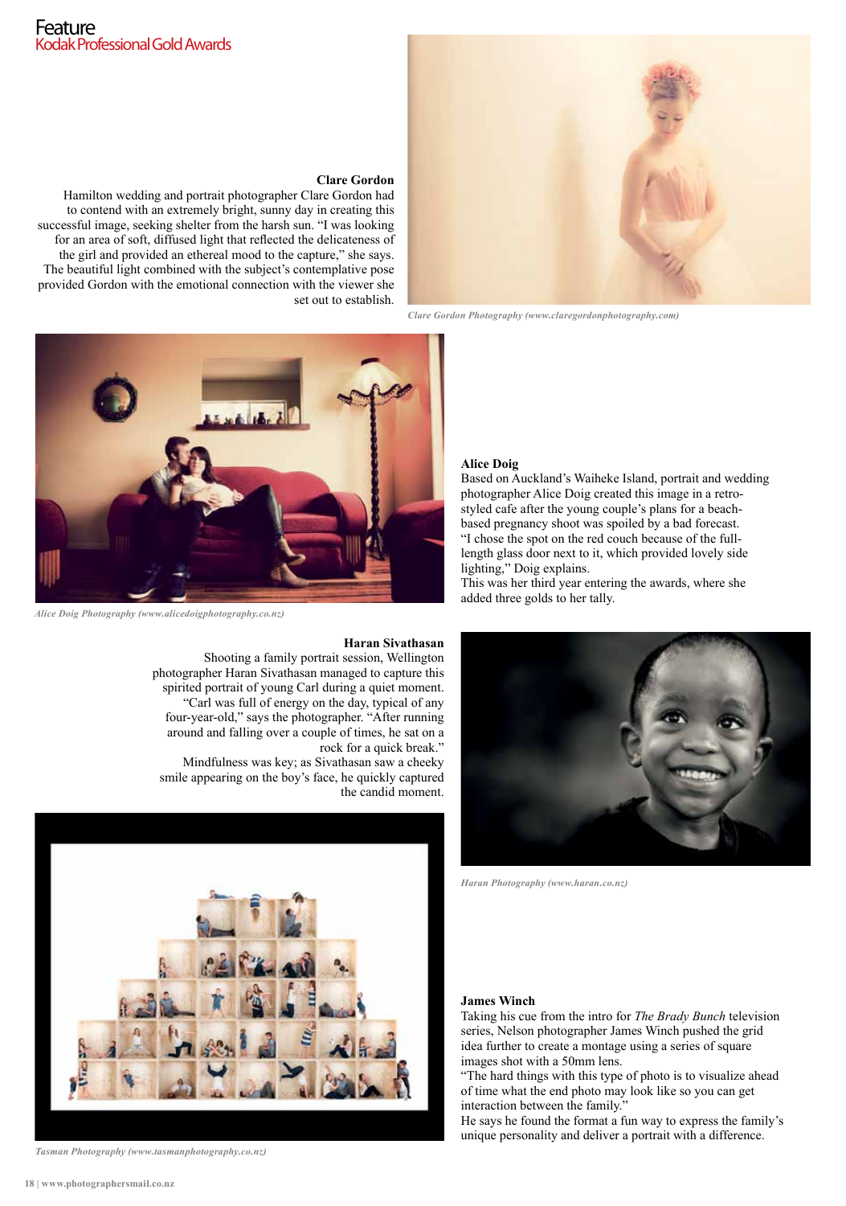# Feature
## Kodak Professional Gold Awards

### Clare Gordon

Hamilton wedding and portrait photographer Clare Gordon had to contend with an extremely bright, sunny day in creating this successful image, seeking shelter from the harsh sun. "I was looking for an area of soft, diffused light that reflected the delicateness of the girl and provided an ethereal mood to the capture," she says. The beautiful light combined with the subject's contemplative pose provided Gordon with the emotional connection with the viewer she set out to establish.

*Clare Gordon Photography (www.claregordonphotography.com)*

### Alice Doig

Based on Auckland's Waiheke Island, portrait and wedding photographer Alice Doig created this image in a retro-styled cafe after the young couple's plans for a beach-based pregnancy shoot was spoiled by a bad forecast. "I chose the spot on the red couch because of the full-length glass door next to it, which provided lovely side lighting," Doig explains.

This was her third year entering the awards, where she added three golds to her tally.

*Alice Doig Photography (www.alicedoigphotography.co.nz)*

### Haran Sivathasan

Shooting a family portrait session, Wellington photographer Haran Sivathasan managed to capture this spirited portrait of young Carl during a quiet moment. "Carl was full of energy on the day, typical of any four-year-old," says the photographer. "After running around and falling over a couple of times, he sat on a rock for a quick break."

Mindfulness was key; as Sivathasan saw a cheeky smile appearing on the boy's face, he quickly captured the candid moment.

*Haran Photography (www.haran.co.nz)*

### James Winch

Taking his cue from the intro for *The Brady Bunch* television series, Nelson photographer James Winch pushed the grid idea further to create a montage using a series of square images shot with a 50mm lens.

"The hard things with this type of photo is to visualize ahead of time what the end photo may look like so you can get interaction between the family."

He says he found the format a fun way to express the family's unique personality and deliver a portrait with a difference.

*Tasman Photography (www.tasmanphotography.co.nz)*